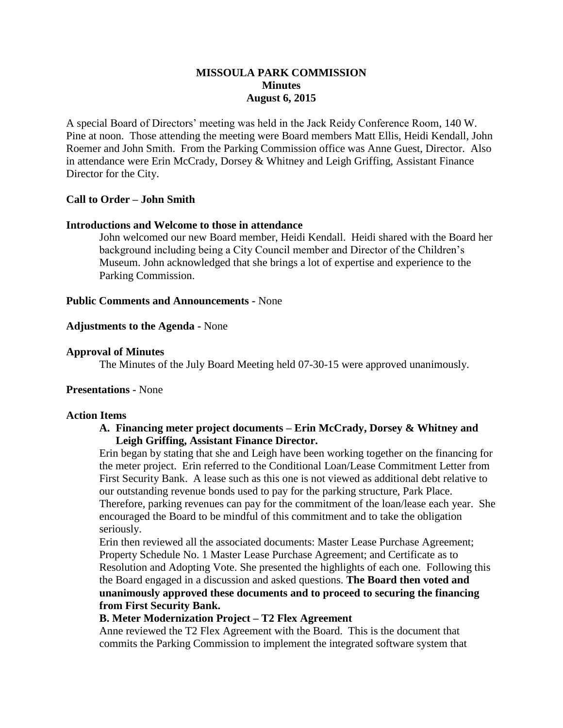# MISSOULA PARK COMMISSION
## Minutes
## August 6, 2015

A special Board of Directors' meeting was held in the Jack Reidy Conference Room, 140 W. Pine at noon. Those attending the meeting were Board members Matt Ellis, Heidi Kendall, John Roemer and John Smith. From the Parking Commission office was Anne Guest, Director. Also in attendance were Erin McCrady, Dorsey & Whitney and Leigh Griffing, Assistant Finance Director for the City.

**Call to Order – John Smith**

**Introductions and Welcome to those in attendance**

John welcomed our new Board member, Heidi Kendall. Heidi shared with the Board her background including being a City Council member and Director of the Children's Museum. John acknowledged that she brings a lot of expertise and experience to the Parking Commission.

**Public Comments and Announcements -** None

**Adjustments to the Agenda -** None

**Approval of Minutes**

The Minutes of the July Board Meeting held 07-30-15 were approved unanimously.

**Presentations -** None

**Action Items**

**A. Financing meter project documents – Erin McCrady, Dorsey & Whitney and Leigh Griffing, Assistant Finance Director.**

Erin began by stating that she and Leigh have been working together on the financing for the meter project. Erin referred to the Conditional Loan/Lease Commitment Letter from First Security Bank. A lease such as this one is not viewed as additional debt relative to our outstanding revenue bonds used to pay for the parking structure, Park Place. Therefore, parking revenues can pay for the commitment of the loan/lease each year. She encouraged the Board to be mindful of this commitment and to take the obligation seriously.

Erin then reviewed all the associated documents: Master Lease Purchase Agreement; Property Schedule No. 1 Master Lease Purchase Agreement; and Certificate as to Resolution and Adopting Vote. She presented the highlights of each one. Following this the Board engaged in a discussion and asked questions. **The Board then voted and unanimously approved these documents and to proceed to securing the financing from First Security Bank.**

**B. Meter Modernization Project – T2 Flex Agreement**

Anne reviewed the T2 Flex Agreement with the Board. This is the document that commits the Parking Commission to implement the integrated software system that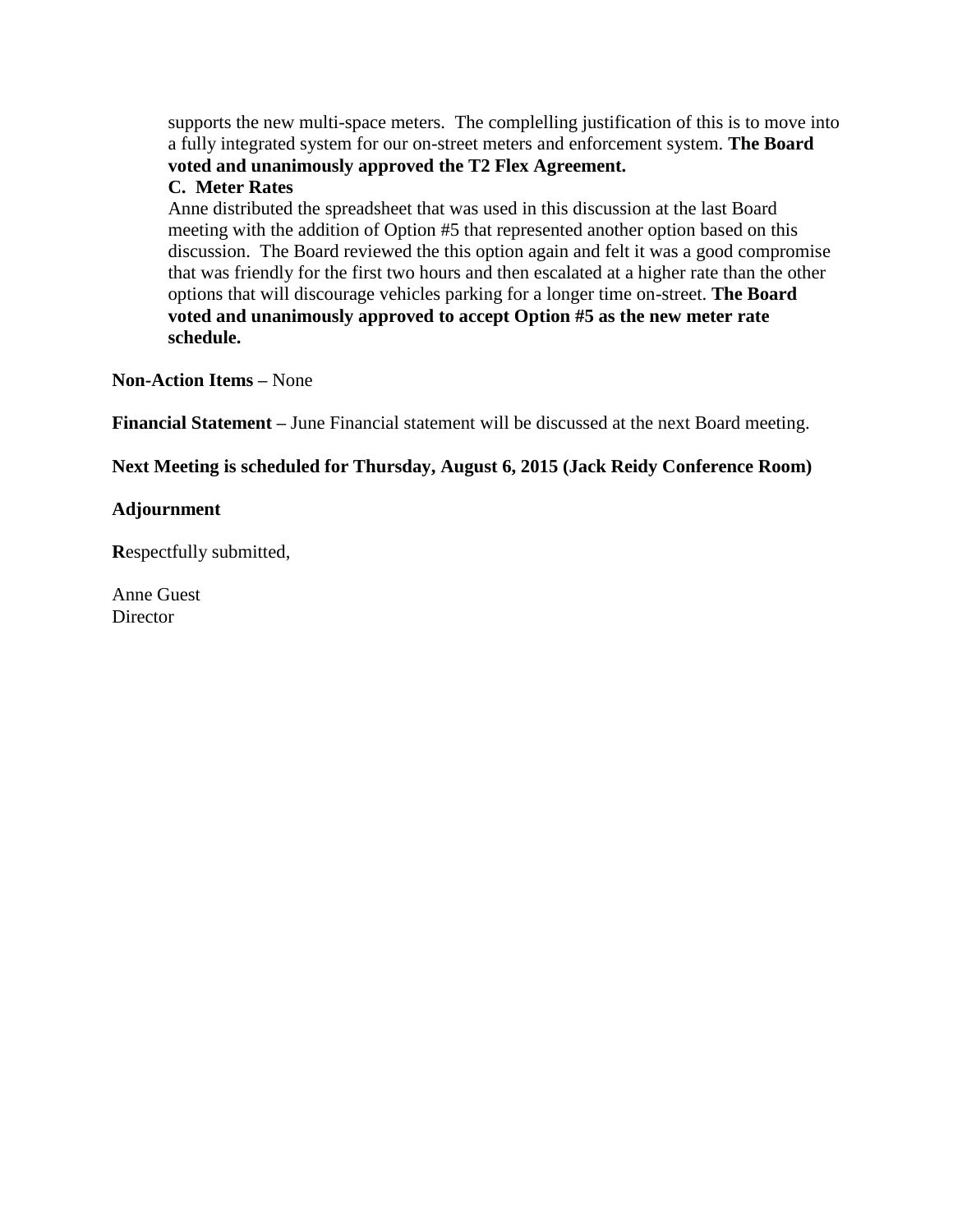supports the new multi-space meters. The complelling justification of this is to move into a fully integrated system for our on-street meters and enforcement system. **The Board voted and unanimously approved the T2 Flex Agreement.**

**C. Meter Rates**

Anne distributed the spreadsheet that was used in this discussion at the last Board meeting with the addition of Option #5 that represented another option based on this discussion. The Board reviewed the this option again and felt it was a good compromise that was friendly for the first two hours and then escalated at a higher rate than the other options that will discourage vehicles parking for a longer time on-street. **The Board voted and unanimously approved to accept Option #5 as the new meter rate schedule.**

**Non-Action Items –** None

**Financial Statement –** June Financial statement will be discussed at the next Board meeting.

**Next Meeting is scheduled for Thursday, August 6, 2015 (Jack Reidy Conference Room)**

**Adjournment**

**R**espectfully submitted,

Anne Guest
Director